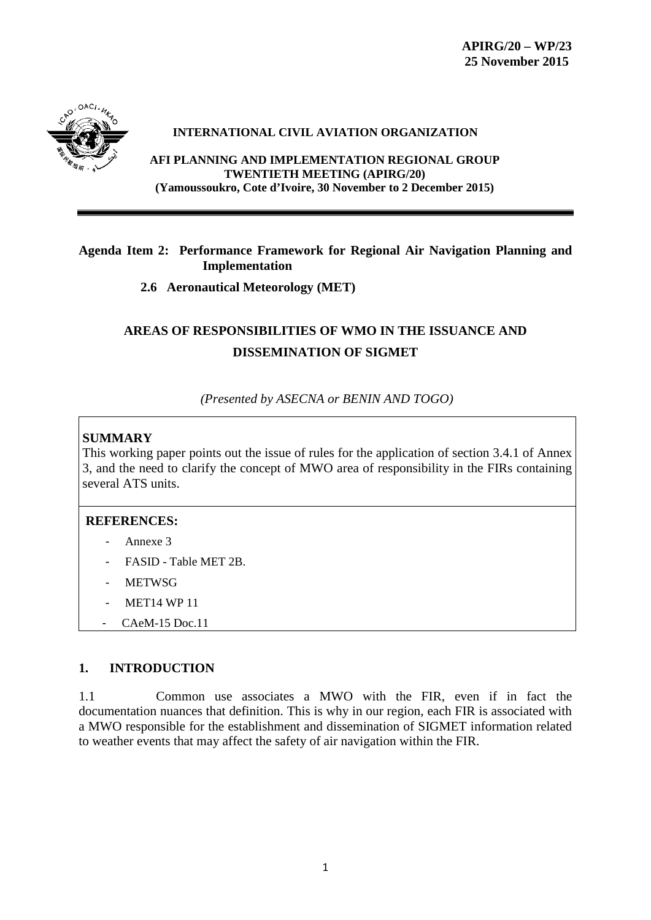**APIRG/20 – WP/23**
**25 November 2015**

**INTERNATIONAL CIVIL AVIATION ORGANIZATION**

**AFI PLANNING AND IMPLEMENTATION REGIONAL GROUP**
**TWENTIETH MEETING (APIRG/20)**
**(Yamoussoukro, Cote d'Ivoire, 30 November to 2 December 2015)**

---

**Agenda Item 2: Performance Framework for Regional Air Navigation Planning and Implementation**

**2.6 Aeronautical Meteorology (MET)**

# AREAS OF RESPONSIBILITIES OF WMO IN THE ISSUANCE AND DISSEMINATION OF SIGMET

*(Presented by ASECNA or BENIN AND TOGO)*

| **SUMMARY**<br>This working paper points out the issue of rules for the application of section 3.4.1 of Annex 3, and the need to clarify the concept of MWO area of responsibility in the FIRs containing several ATS units. |
|---|
| **REFERENCES:**<br>- Annexe 3<br>- FASID - Table MET 2B.<br>- METWSG<br>- MET14 WP 11<br>- CAeM-15 Doc.11 |

## 1. INTRODUCTION

1.1 Common use associates a MWO with the FIR, even if in fact the documentation nuances that definition. This is why in our region, each FIR is associated with a MWO responsible for the establishment and dissemination of SIGMET information related to weather events that may affect the safety of air navigation within the FIR.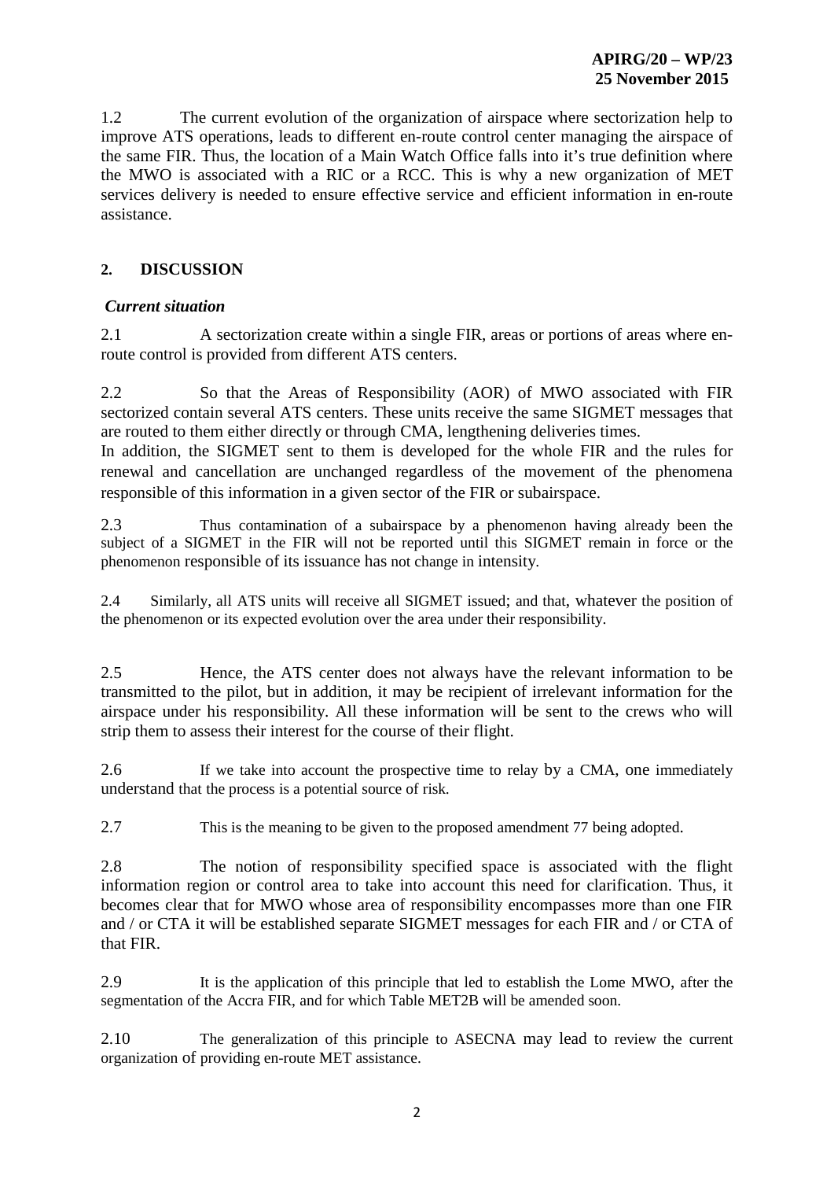1.2 The current evolution of the organization of airspace where sectorization help to improve ATS operations, leads to different en-route control center managing the airspace of the same FIR. Thus, the location of a Main Watch Office falls into it's true definition where the MWO is associated with a RIC or a RCC. This is why a new organization of MET services delivery is needed to ensure effective service and efficient information in en-route assistance.

## 2. DISCUSSION

***Current situation***

2.1 A sectorization create within a single FIR, areas or portions of areas where en-route control is provided from different ATS centers.

2.2 So that the Areas of Responsibility (AOR) of MWO associated with FIR sectorized contain several ATS centers. These units receive the same SIGMET messages that are routed to them either directly or through CMA, lengthening deliveries times.
In addition, the SIGMET sent to them is developed for the whole FIR and the rules for renewal and cancellation are unchanged regardless of the movement of the phenomena responsible of this information in a given sector of the FIR or subairspace.

2.3 Thus contamination of a subairspace by a phenomenon having already been the subject of a SIGMET in the FIR will not be reported until this SIGMET remain in force or the phenomenon responsible of its issuance has not change in intensity.

2.4 Similarly, all ATS units will receive all SIGMET issued; and that, whatever the position of the phenomenon or its expected evolution over the area under their responsibility.

2.5 Hence, the ATS center does not always have the relevant information to be transmitted to the pilot, but in addition, it may be recipient of irrelevant information for the airspace under his responsibility. All these information will be sent to the crews who will strip them to assess their interest for the course of their flight.

2.6 If we take into account the prospective time to relay by a CMA, one immediately understand that the process is a potential source of risk.

2.7 This is the meaning to be given to the proposed amendment 77 being adopted.

2.8 The notion of responsibility specified space is associated with the flight information region or control area to take into account this need for clarification. Thus, it becomes clear that for MWO whose area of responsibility encompasses more than one FIR and / or CTA it will be established separate SIGMET messages for each FIR and / or CTA of that FIR.

2.9 It is the application of this principle that led to establish the Lome MWO, after the segmentation of the Accra FIR, and for which Table MET2B will be amended soon.

2.10 The generalization of this principle to ASECNA may lead to review the current organization of providing en-route MET assistance.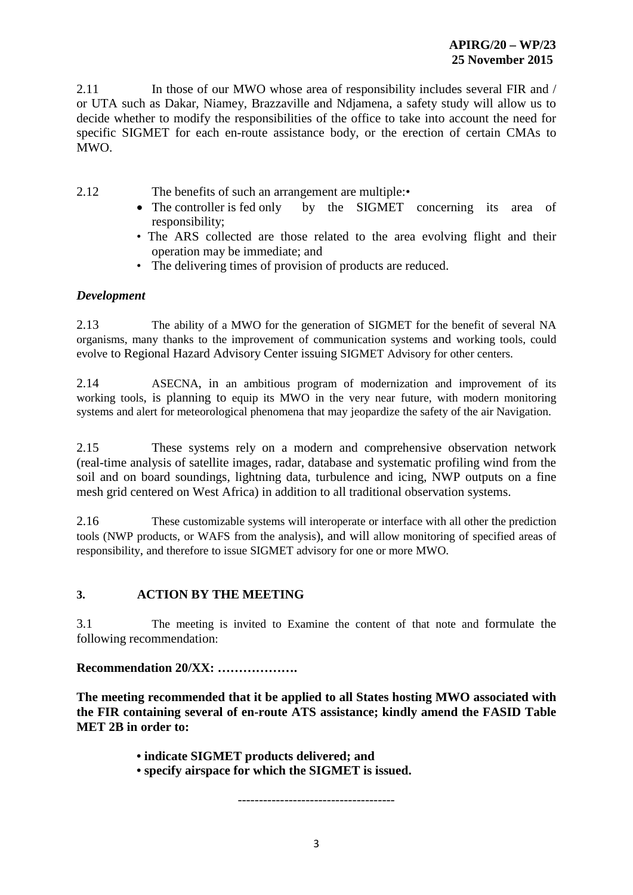2.11 In those of our MWO whose area of responsibility includes several FIR and / or UTA such as Dakar, Niamey, Brazzaville and Ndjamena, a safety study will allow us to decide whether to modify the responsibilities of the office to take into account the need for specific SIGMET for each en-route assistance body, or the erection of certain CMAs to MWO.

2.12 The benefits of such an arrangement are multiple:•

- The controller is fed only by the SIGMET concerning its area of responsibility;
- The ARS collected are those related to the area evolving flight and their operation may be immediate; and
- The delivering times of provision of products are reduced.

***Development***

2.13 The ability of a MWO for the generation of SIGMET for the benefit of several NA organisms, many thanks to the improvement of communication systems and working tools, could evolve to Regional Hazard Advisory Center issuing SIGMET Advisory for other centers.

2.14 ASECNA, in an ambitious program of modernization and improvement of its working tools, is planning to equip its MWO in the very near future, with modern monitoring systems and alert for meteorological phenomena that may jeopardize the safety of the air Navigation.

2.15 These systems rely on a modern and comprehensive observation network (real-time analysis of satellite images, radar, database and systematic profiling wind from the soil and on board soundings, lightning data, turbulence and icing, NWP outputs on a fine mesh grid centered on West Africa) in addition to all traditional observation systems.

2.16 These customizable systems will interoperate or interface with all other the prediction tools (NWP products, or WAFS from the analysis), and will allow monitoring of specified areas of responsibility, and therefore to issue SIGMET advisory for one or more MWO.

## 3. ACTION BY THE MEETING

3.1 The meeting is invited to Examine the content of that note and formulate the following recommendation:

**Recommendation 20/XX: ……………….**

**The meeting recommended that it be applied to all States hosting MWO associated with the FIR containing several of en-route ATS assistance; kindly amend the FASID Table MET 2B in order to:**

**• indicate SIGMET products delivered; and**
**• specify airspace for which the SIGMET is issued.**

------------------------------------